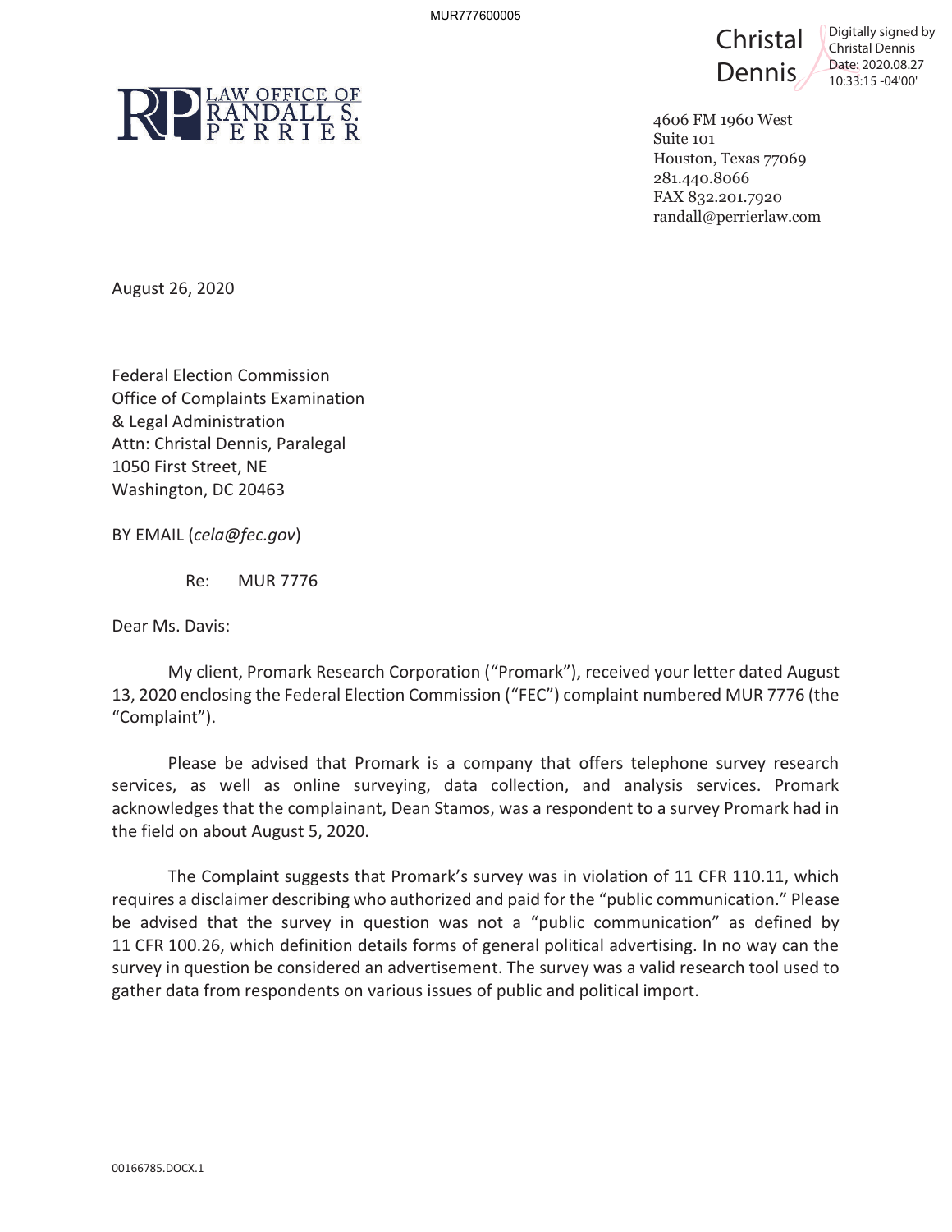MUR777600005

Christal Dennis — Digitally signed by Christal Dennis Date: 2020.08.27 10:33:15 -04'00'

**LAW OFFICE OF RANDALL S. PERRIER**

4606 FM 1960 West
Suite 101
Houston, Texas 77069
281.440.8066
FAX 832.201.7920
randall@perrierlaw.com

August 26, 2020

Federal Election Commission
Office of Complaints Examination
& Legal Administration
Attn: Christal Dennis, Paralegal
1050 First Street, NE
Washington, DC 20463

BY EMAIL (*cela@fec.gov*)

Re: MUR 7776

Dear Ms. Davis:

My client, Promark Research Corporation ("Promark"), received your letter dated August 13, 2020 enclosing the Federal Election Commission ("FEC") complaint numbered MUR 7776 (the "Complaint").

Please be advised that Promark is a company that offers telephone survey research services, as well as online surveying, data collection, and analysis services. Promark acknowledges that the complainant, Dean Stamos, was a respondent to a survey Promark had in the field on about August 5, 2020.

The Complaint suggests that Promark's survey was in violation of 11 CFR 110.11, which requires a disclaimer describing who authorized and paid for the "public communication." Please be advised that the survey in question was not a "public communication" as defined by 11 CFR 100.26, which definition details forms of general political advertising. In no way can the survey in question be considered an advertisement. The survey was a valid research tool used to gather data from respondents on various issues of public and political import.

00166785.DOCX.1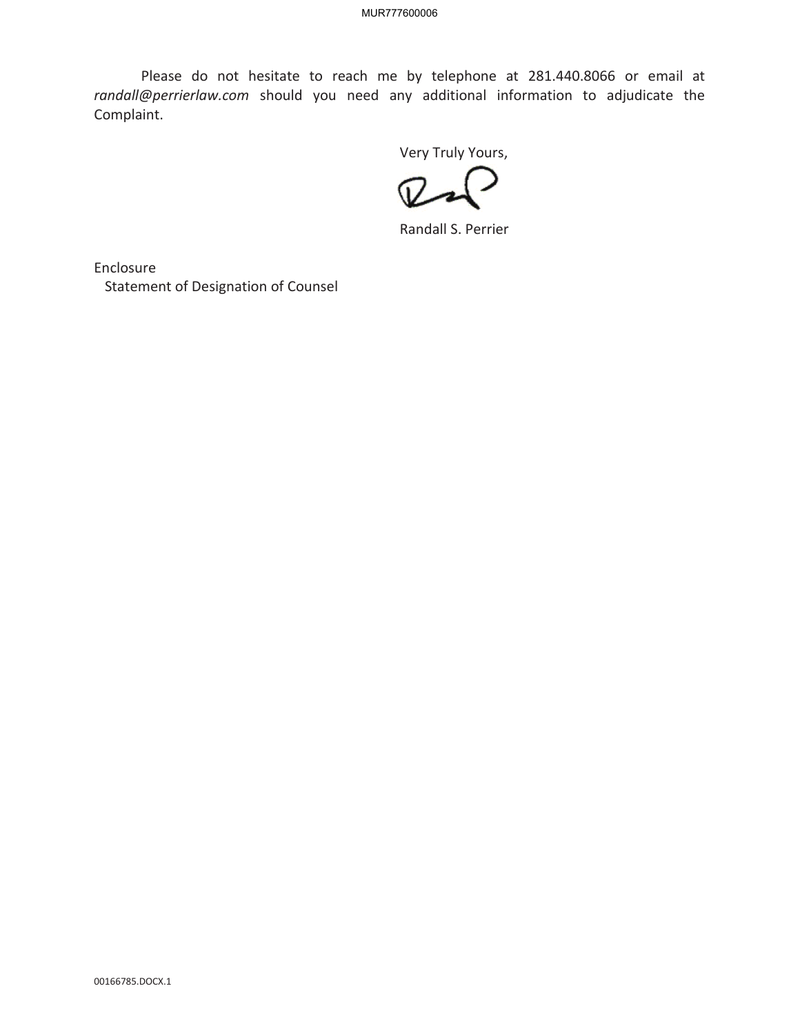Please do not hesitate to reach me by telephone at 281.440.8066 or email at *randall@perrierlaw.com* should you need any additional information to adjudicate the Complaint.

Very Truly Yours,

Randall S. Perrier

Enclosure
  Statement of Designation of Counsel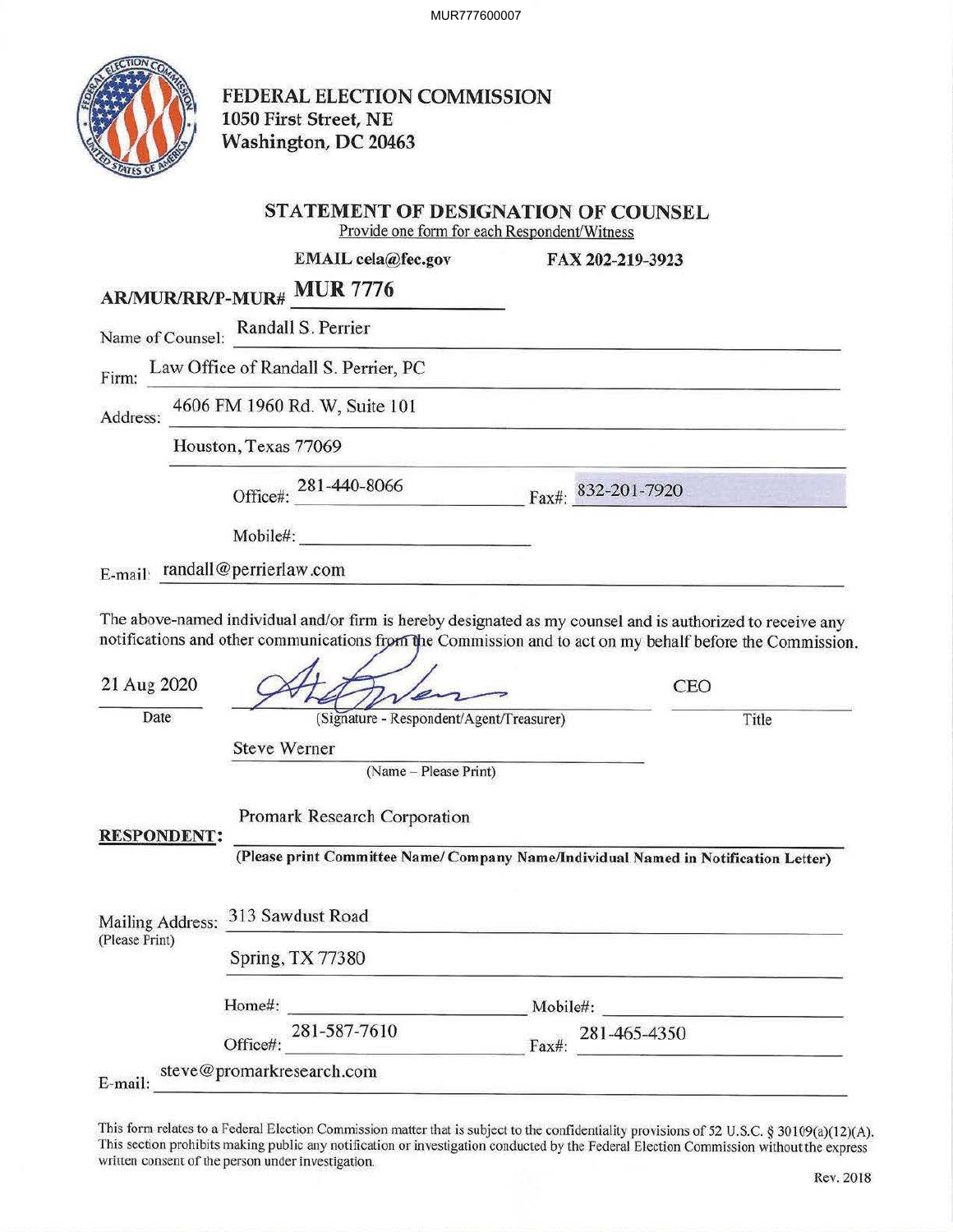**FEDERAL ELECTION COMMISSION**
**1050 First Street, NE**
**Washington, DC 20463**

## STATEMENT OF DESIGNATION OF COUNSEL

Provide one form for each Respondent/Witness

**EMAIL cela@fec.gov** **FAX 202-219-3923**

**AR/MUR/RR/P-MUR#** MUR 7776

Name of Counsel: Randall S. Perrier

Firm: Law Office of Randall S. Perrier, PC

Address: 4606 FM 1960 Rd. W, Suite 101

Houston, Texas 77069

Office#: 281-440-8066 Fax#: 832-201-7920

Mobile#:

E-mail: randall@perrierlaw.com

The above-named individual and/or firm is hereby designated as my counsel and is authorized to receive any notifications and other communications from the Commission and to act on my behalf before the Commission.

21 Aug 2020 — Date

(Signature - Respondent/Agent/Treasurer)

CEO — Title

Steve Werner
(Name – Please Print)

**RESPONDENT:** Promark Research Corporation

**(Please print Committee Name/ Company Name/Individual Named in Notification Letter)**

Mailing Address: 313 Sawdust Road
(Please Print)

Spring, TX 77380

Home#: Mobile#:

Office#: 281-587-7610 Fax#: 281-465-4350

E-mail: steve@promarkresearch.com

This form relates to a Federal Election Commission matter that is subject to the confidentiality provisions of 52 U.S.C. § 30109(a)(12)(A). This section prohibits making public any notification or investigation conducted by the Federal Election Commission without the express written consent of the person under investigation.

Rev. 2018